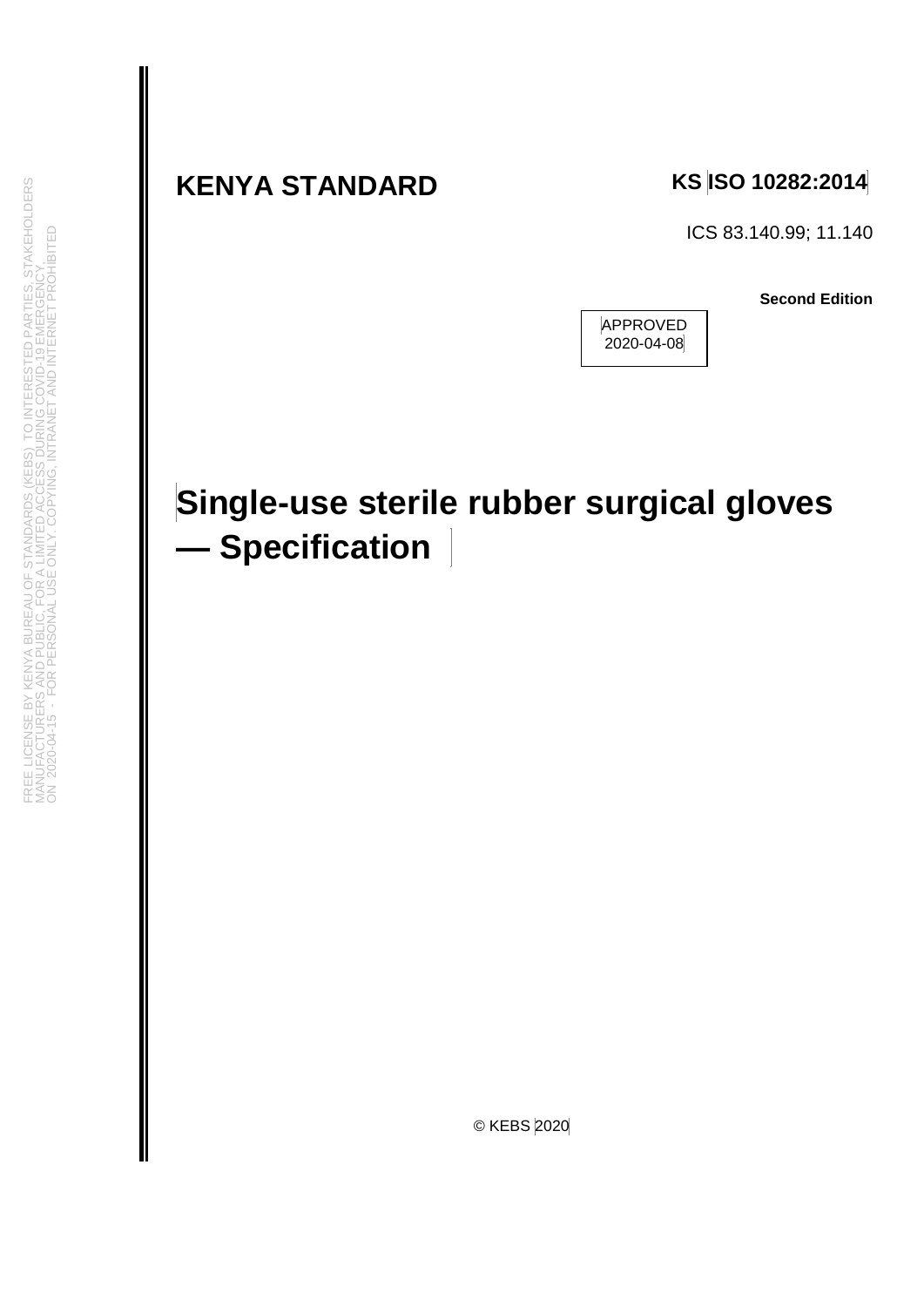**KENYA STANDARD**

**KS ISO 10282:2014**

ICS 83.140.99; 11.140

**Second Edition**

APPROVED
2020-04-08

# Single-use sterile rubber surgical gloves — Specification

© KEBS 2020

FREE LICENSE BY KENYA BUREAU OF STANDARDS (KEBS) TO INTERESTED PARTIES, STAKEHOLDERS MANUFACTURERS AND PUBLIC, FOR A LIMITED ACCESS DURING COVID-19 EMERGENCY, ON 2020-04-15 - FOR PERSONAL USE ONLY. COPYING, INTRANET AND INTERNET PROHIBITED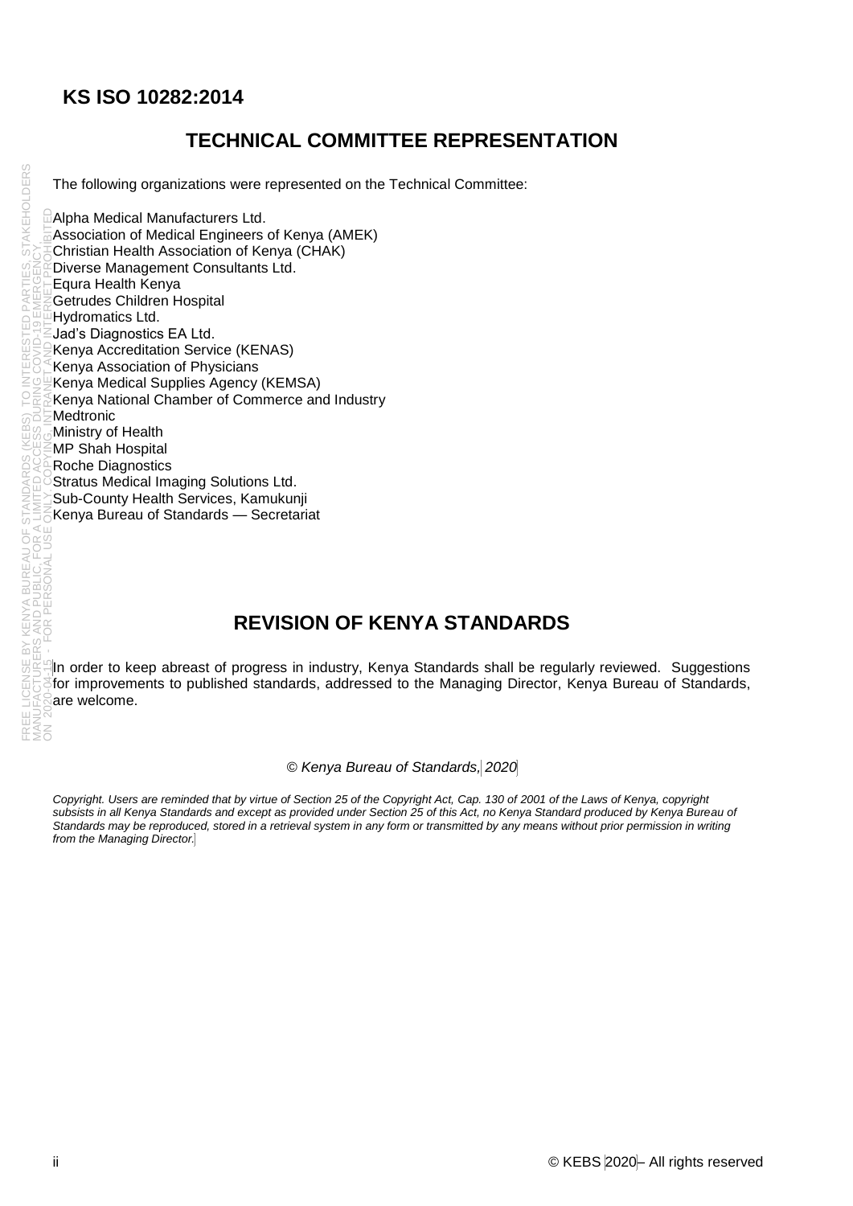# KS ISO 10282:2014

## TECHNICAL COMMITTEE REPRESENTATION

The following organizations were represented on the Technical Committee:

Alpha Medical Manufacturers Ltd.
Association of Medical Engineers of Kenya (AMEK)
Christian Health Association of Kenya (CHAK)
Diverse Management Consultants Ltd.
Equra Health Kenya
Getrudes Children Hospital
Hydromatics Ltd.
Jad's Diagnostics EA Ltd.
Kenya Accreditation Service (KENAS)
Kenya Association of Physicians
Kenya Medical Supplies Agency (KEMSA)
Kenya National Chamber of Commerce and Industry
Medtronic
Ministry of Health
MP Shah Hospital
Roche Diagnostics
Stratus Medical Imaging Solutions Ltd.
Sub-County Health Services, Kamukunji
Kenya Bureau of Standards — Secretariat

## REVISION OF KENYA STANDARDS

In order to keep abreast of progress in industry, Kenya Standards shall be regularly reviewed. Suggestions for improvements to published standards, addressed to the Managing Director, Kenya Bureau of Standards, are welcome.

*© Kenya Bureau of Standards, 2020*

*Copyright. Users are reminded that by virtue of Section 25 of the Copyright Act, Cap. 130 of 2001 of the Laws of Kenya, copyright subsists in all Kenya Standards and except as provided under Section 25 of this Act, no Kenya Standard produced by Kenya Bureau of Standards may be reproduced, stored in a retrieval system in any form or transmitted by any means without prior permission in writing from the Managing Director.*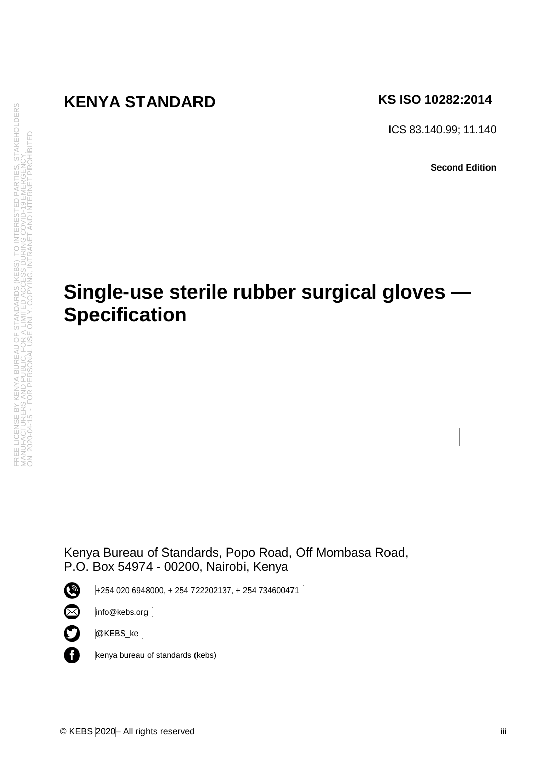FREE LICENSE BY KENYA BUREAU OF STANDARDS (KEBS) TO INTERESTED PARTIES, STAKEHOLDERS MANUFACTURERS AND PUBLIC, FOR A LIMITED ACCESS DURING COVID-19 EMERGENCY, ON 2020-04-15 - FOR PERSONAL USE ONLY. COPYING, INTRANET AND INTERNET PROHIBITED

**KENYA STANDARD**

**KS ISO 10282:2014**

ICS 83.140.99; 11.140

**Second Edition**

# Single-use sterile rubber surgical gloves — Specification

Kenya Bureau of Standards, Popo Road, Off Mombasa Road,
P.O. Box 54974 - 00200, Nairobi, Kenya

+254 020 6948000, + 254 722202137, + 254 734600471

info@kebs.org

@KEBS_ke

kenya bureau of standards (kebs)

© KEBS 2020– All rights reserved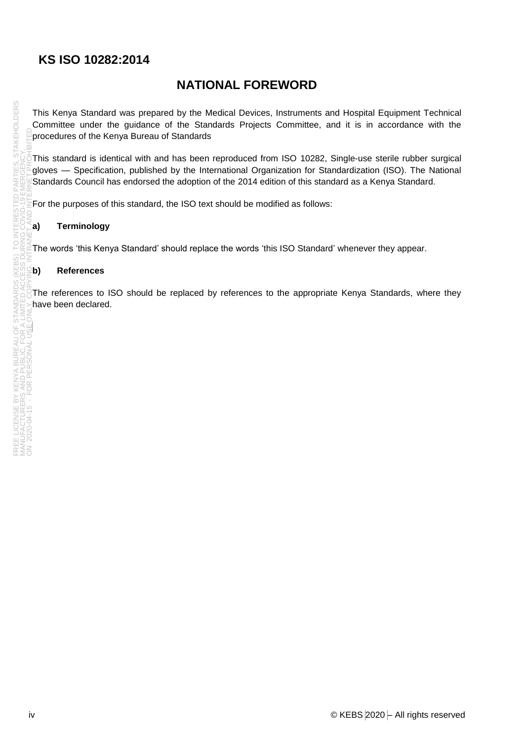**KS ISO 10282:2014**

# NATIONAL FOREWORD

This Kenya Standard was prepared by the Medical Devices, Instruments and Hospital Equipment Technical Committee under the guidance of the Standards Projects Committee, and it is in accordance with the procedures of the Kenya Bureau of Standards

This standard is identical with and has been reproduced from ISO 10282, Single-use sterile rubber surgical gloves — Specification, published by the International Organization for Standardization (ISO). The National Standards Council has endorsed the adoption of the 2014 edition of this standard as a Kenya Standard.

For the purposes of this standard, the ISO text should be modified as follows:

**a) Terminology**

The words 'this Kenya Standard' should replace the words 'this ISO Standard' whenever they appear.

**b) References**

The references to ISO should be replaced by references to the appropriate Kenya Standards, where they have been declared.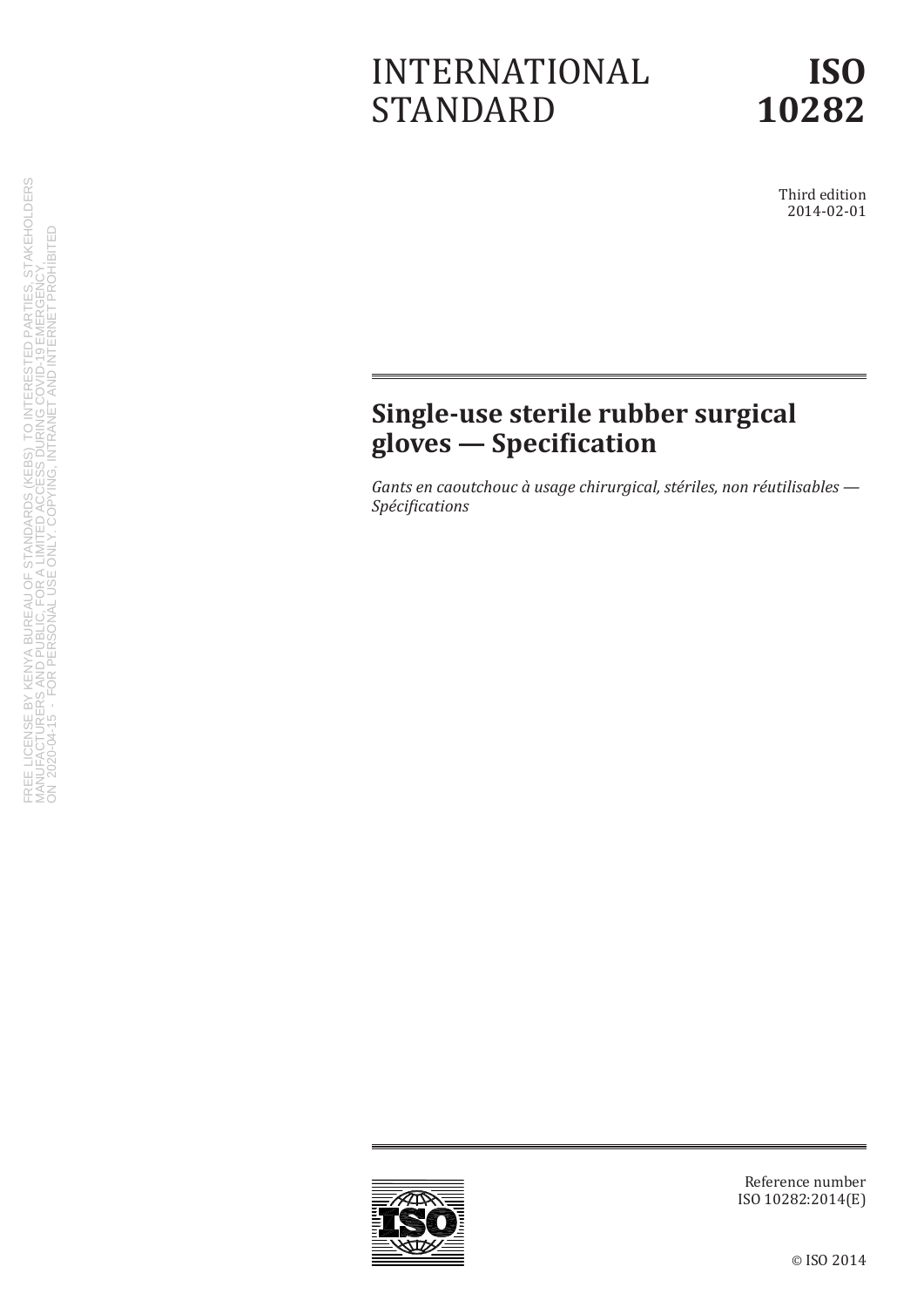# INTERNATIONAL STANDARD

# ISO 10282

Third edition
2014-02-01

FREE LICENSE BY KENYA BUREAU OF STANDARDS (KEBS) TO INTERESTED PARTIES, STAKEHOLDERS MANUFACTURERS AND PUBLIC, FOR A LIMITED ACCESS DURING COVID-19 EMERGENCY, ON 2020-04-15 - FOR PERSONAL USE ONLY. COPYING, INTRANET AND INTERNET PROHIBITED

## Single-use sterile rubber surgical gloves — Specification

*Gants en caoutchouc à usage chirurgical, stériles, non réutilisables — Spécifications*

Reference number
ISO 10282:2014(E)

© ISO 2014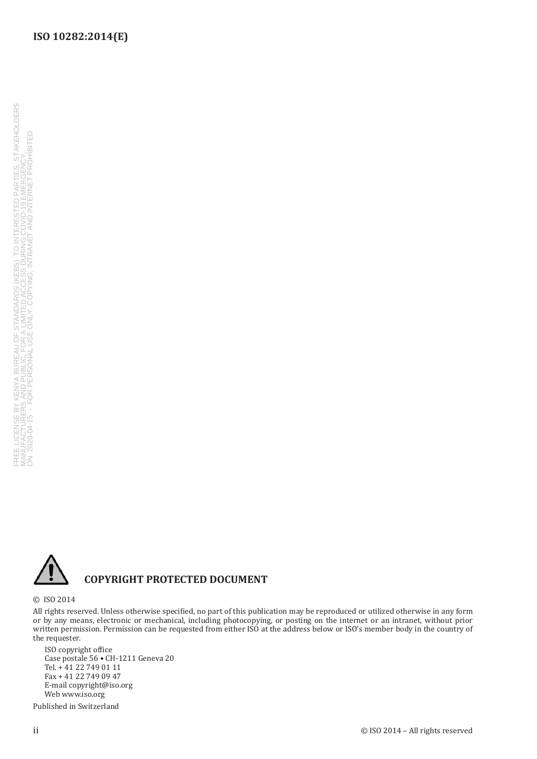**COPYRIGHT PROTECTED DOCUMENT**

© ISO 2014

All rights reserved. Unless otherwise specified, no part of this publication may be reproduced or utilized otherwise in any form or by any means, electronic or mechanical, including photocopying, or posting on the internet or an intranet, without prior written permission. Permission can be requested from either ISO at the address below or ISO's member body in the country of the requester.

ISO copyright office
Case postale 56 • CH-1211 Geneva 20
Tel. + 41 22 749 01 11
Fax + 41 22 749 09 47
E-mail copyright@iso.org
Web www.iso.org

Published in Switzerland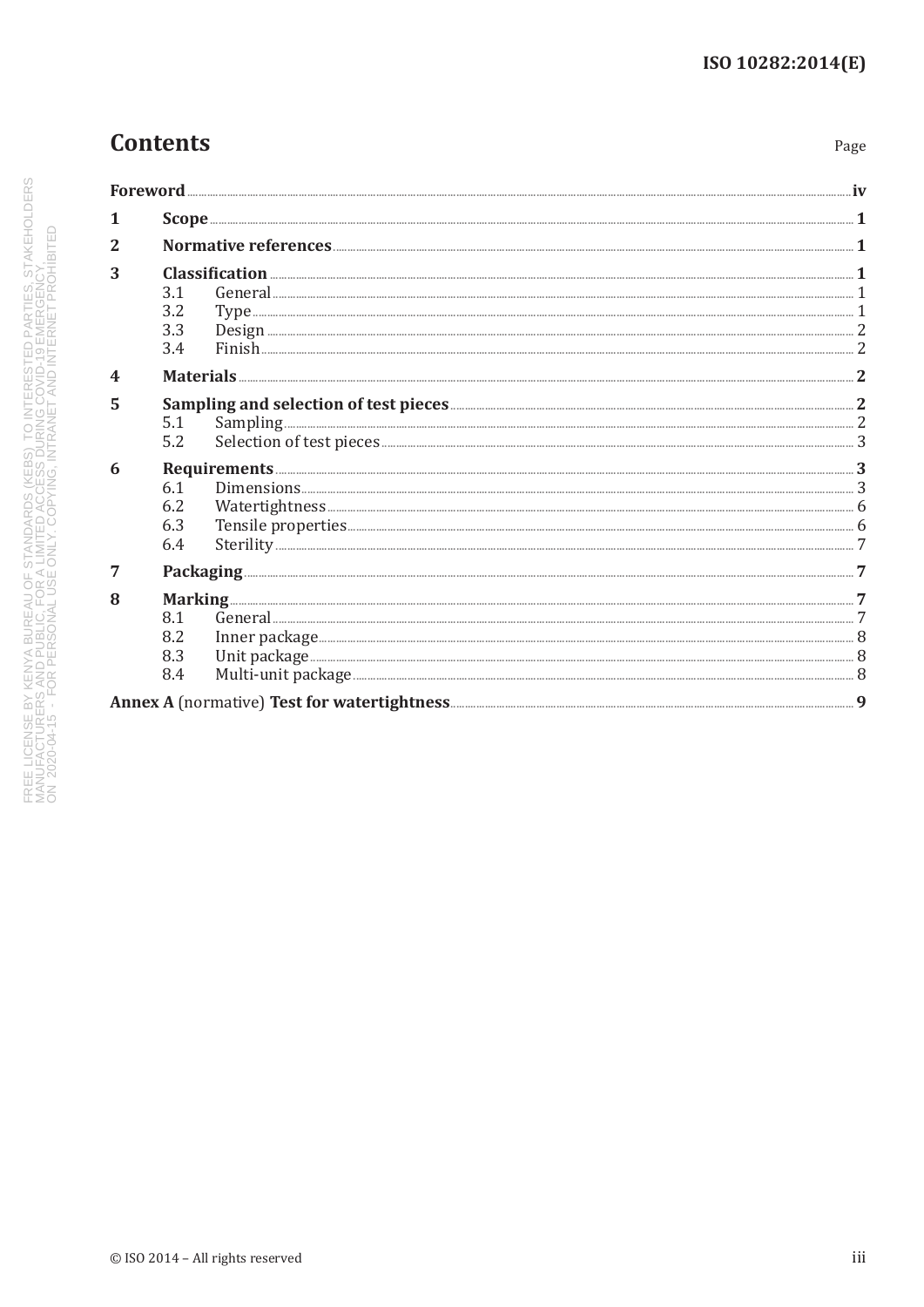# Contents

| | | Page |
|---|---|---|
| **Foreword** | | **iv** |
| **1** | **Scope** | **1** |
| **2** | **Normative references** | **1** |
| **3** | **Classification** | **1** |
| | 3.1 General | 1 |
| | 3.2 Type | 1 |
| | 3.3 Design | 2 |
| | 3.4 Finish | 2 |
| **4** | **Materials** | **2** |
| **5** | **Sampling and selection of test pieces** | **2** |
| | 5.1 Sampling | 2 |
| | 5.2 Selection of test pieces | 3 |
| **6** | **Requirements** | **3** |
| | 6.1 Dimensions | 3 |
| | 6.2 Watertightness | 6 |
| | 6.3 Tensile properties | 6 |
| | 6.4 Sterility | 7 |
| **7** | **Packaging** | **7** |
| **8** | **Marking** | **7** |
| | 8.1 General | 7 |
| | 8.2 Inner package | 8 |
| | 8.3 Unit package | 8 |
| | 8.4 Multi-unit package | 8 |
| **Annex A** (normative) **Test for watertightness** | | **9** |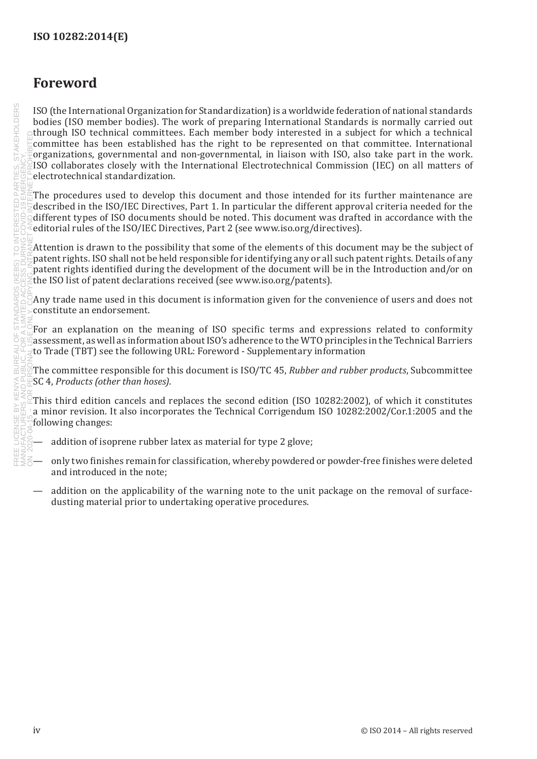# Foreword

ISO (the International Organization for Standardization) is a worldwide federation of national standards bodies (ISO member bodies). The work of preparing International Standards is normally carried out through ISO technical committees. Each member body interested in a subject for which a technical committee has been established has the right to be represented on that committee. International organizations, governmental and non-governmental, in liaison with ISO, also take part in the work. ISO collaborates closely with the International Electrotechnical Commission (IEC) on all matters of electrotechnical standardization.

The procedures used to develop this document and those intended for its further maintenance are described in the ISO/IEC Directives, Part 1. In particular the different approval criteria needed for the different types of ISO documents should be noted. This document was drafted in accordance with the editorial rules of the ISO/IEC Directives, Part 2 (see www.iso.org/directives).

Attention is drawn to the possibility that some of the elements of this document may be the subject of patent rights. ISO shall not be held responsible for identifying any or all such patent rights. Details of any patent rights identified during the development of the document will be in the Introduction and/or on the ISO list of patent declarations received (see www.iso.org/patents).

Any trade name used in this document is information given for the convenience of users and does not constitute an endorsement.

For an explanation on the meaning of ISO specific terms and expressions related to conformity assessment, as well as information about ISO's adherence to the WTO principles in the Technical Barriers to Trade (TBT) see the following URL: Foreword - Supplementary information

The committee responsible for this document is ISO/TC 45, *Rubber and rubber products*, Subcommittee SC 4, *Products (other than hoses)*.

This third edition cancels and replaces the second edition (ISO 10282:2002), of which it constitutes a minor revision. It also incorporates the Technical Corrigendum ISO 10282:2002/Cor.1:2005 and the following changes:

— addition of isoprene rubber latex as material for type 2 glove;

— only two finishes remain for classification, whereby powdered or powder-free finishes were deleted and introduced in the note;

— addition on the applicability of the warning note to the unit package on the removal of surface-dusting material prior to undertaking operative procedures.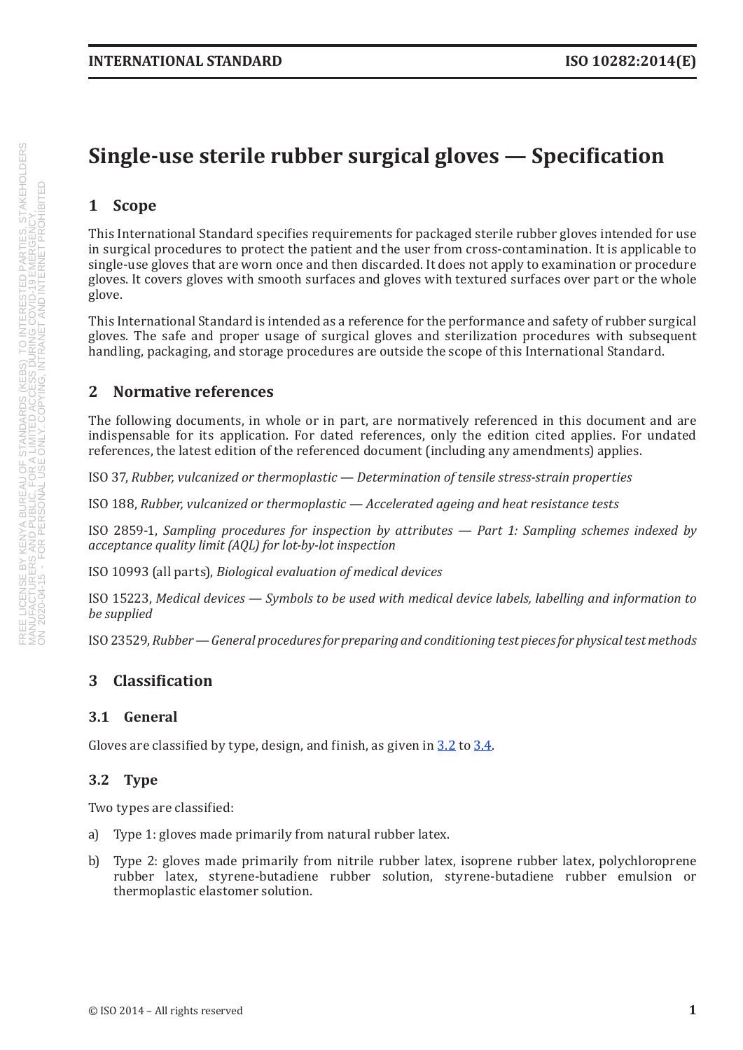# Single-use sterile rubber surgical gloves — Specification

## 1 Scope

This International Standard specifies requirements for packaged sterile rubber gloves intended for use in surgical procedures to protect the patient and the user from cross-contamination. It is applicable to single-use gloves that are worn once and then discarded. It does not apply to examination or procedure gloves. It covers gloves with smooth surfaces and gloves with textured surfaces over part or the whole glove.

This International Standard is intended as a reference for the performance and safety of rubber surgical gloves. The safe and proper usage of surgical gloves and sterilization procedures with subsequent handling, packaging, and storage procedures are outside the scope of this International Standard.

## 2 Normative references

The following documents, in whole or in part, are normatively referenced in this document and are indispensable for its application. For dated references, only the edition cited applies. For undated references, the latest edition of the referenced document (including any amendments) applies.

ISO 37, *Rubber, vulcanized or thermoplastic — Determination of tensile stress-strain properties*

ISO 188, *Rubber, vulcanized or thermoplastic — Accelerated ageing and heat resistance tests*

ISO 2859-1, *Sampling procedures for inspection by attributes — Part 1: Sampling schemes indexed by acceptance quality limit (AQL) for lot-by-lot inspection*

ISO 10993 (all parts), *Biological evaluation of medical devices*

ISO 15223, *Medical devices — Symbols to be used with medical device labels, labelling and information to be supplied*

ISO 23529, *Rubber — General procedures for preparing and conditioning test pieces for physical test methods*

## 3 Classification

### 3.1 General

Gloves are classified by type, design, and finish, as given in 3.2 to 3.4.

### 3.2 Type

Two types are classified:

a) Type 1: gloves made primarily from natural rubber latex.

b) Type 2: gloves made primarily from nitrile rubber latex, isoprene rubber latex, polychloroprene rubber latex, styrene-butadiene rubber solution, styrene-butadiene rubber emulsion or thermoplastic elastomer solution.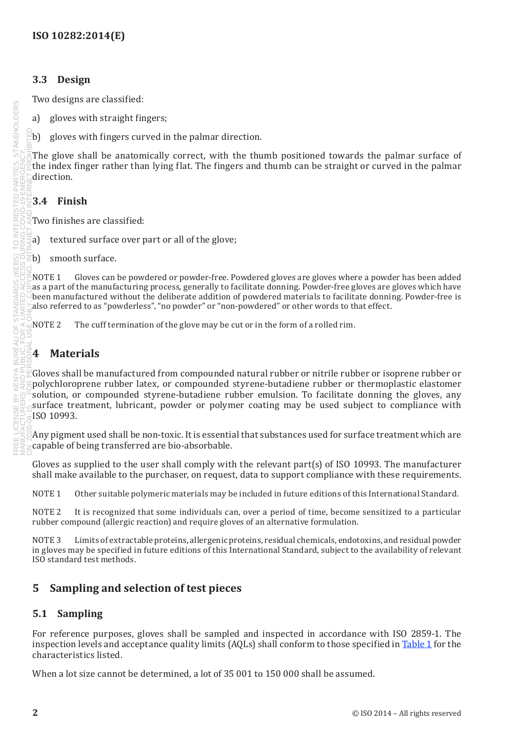### 3.3 Design

Two designs are classified:

a) gloves with straight fingers;

b) gloves with fingers curved in the palmar direction.

The glove shall be anatomically correct, with the thumb positioned towards the palmar surface of the index finger rather than lying flat. The fingers and thumb can be straight or curved in the palmar direction.

### 3.4 Finish

Two finishes are classified:

a) textured surface over part or all of the glove;

b) smooth surface.

NOTE 1 Gloves can be powdered or powder-free. Powdered gloves are gloves where a powder has been added as a part of the manufacturing process, generally to facilitate donning. Powder-free gloves are gloves which have been manufactured without the deliberate addition of powdered materials to facilitate donning. Powder-free is also referred to as "powderless", "no powder" or "non-powdered" or other words to that effect.

NOTE 2 The cuff termination of the glove may be cut or in the form of a rolled rim.

## 4 Materials

Gloves shall be manufactured from compounded natural rubber or nitrile rubber or isoprene rubber or polychloroprene rubber latex, or compounded styrene-butadiene rubber or thermoplastic elastomer solution, or compounded styrene-butadiene rubber emulsion. To facilitate donning the gloves, any surface treatment, lubricant, powder or polymer coating may be used subject to compliance with ISO 10993.

Any pigment used shall be non-toxic. It is essential that substances used for surface treatment which are capable of being transferred are bio-absorbable.

Gloves as supplied to the user shall comply with the relevant part(s) of ISO 10993. The manufacturer shall make available to the purchaser, on request, data to support compliance with these requirements.

NOTE 1 Other suitable polymeric materials may be included in future editions of this International Standard.

NOTE 2 It is recognized that some individuals can, over a period of time, become sensitized to a particular rubber compound (allergic reaction) and require gloves of an alternative formulation.

NOTE 3 Limits of extractable proteins, allergenic proteins, residual chemicals, endotoxins, and residual powder in gloves may be specified in future editions of this International Standard, subject to the availability of relevant ISO standard test methods.

## 5 Sampling and selection of test pieces

### 5.1 Sampling

For reference purposes, gloves shall be sampled and inspected in accordance with ISO 2859-1. The inspection levels and acceptance quality limits (AQLs) shall conform to those specified in Table 1 for the characteristics listed.

When a lot size cannot be determined, a lot of 35 001 to 150 000 shall be assumed.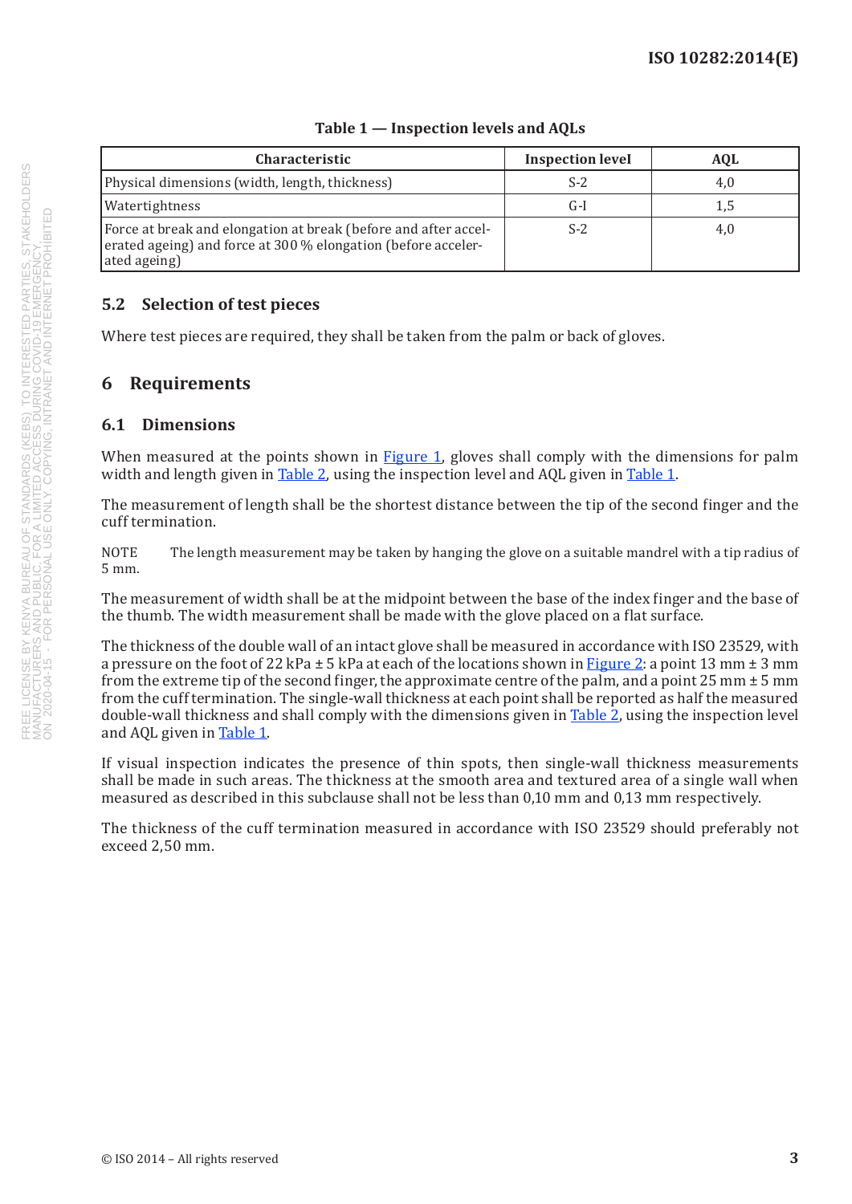**Table 1 — Inspection levels and AQLs**

| Characteristic | Inspection level | AQL |
|---|---|---|
| Physical dimensions (width, length, thickness) | S-2 | 4,0 |
| Watertightness | G-I | 1,5 |
| Force at break and elongation at break (before and after accelerated ageing) and force at 300 % elongation (before accelerated ageing) | S-2 | 4,0 |

### 5.2 Selection of test pieces

Where test pieces are required, they shall be taken from the palm or back of gloves.

## 6 Requirements

### 6.1 Dimensions

When measured at the points shown in Figure 1, gloves shall comply with the dimensions for palm width and length given in Table 2, using the inspection level and AQL given in Table 1.

The measurement of length shall be the shortest distance between the tip of the second finger and the cuff termination.

NOTE The length measurement may be taken by hanging the glove on a suitable mandrel with a tip radius of 5 mm.

The measurement of width shall be at the midpoint between the base of the index finger and the base of the thumb. The width measurement shall be made with the glove placed on a flat surface.

The thickness of the double wall of an intact glove shall be measured in accordance with ISO 23529, with a pressure on the foot of 22 kPa ± 5 kPa at each of the locations shown in Figure 2: a point 13 mm ± 3 mm from the extreme tip of the second finger, the approximate centre of the palm, and a point 25 mm ± 5 mm from the cuff termination. The single-wall thickness at each point shall be reported as half the measured double-wall thickness and shall comply with the dimensions given in Table 2, using the inspection level and AQL given in Table 1.

If visual inspection indicates the presence of thin spots, then single-wall thickness measurements shall be made in such areas. The thickness at the smooth area and textured area of a single wall when measured as described in this subclause shall not be less than 0,10 mm and 0,13 mm respectively.

The thickness of the cuff termination measured in accordance with ISO 23529 should preferably not exceed 2,50 mm.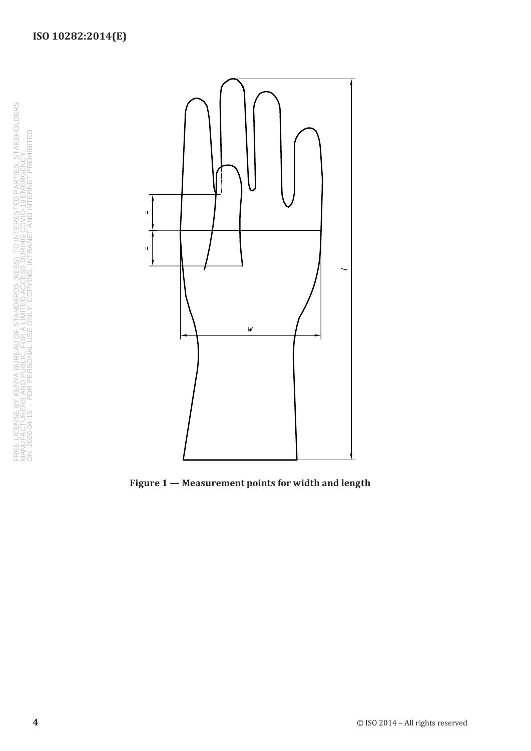Figure 1 — Measurement points for width and length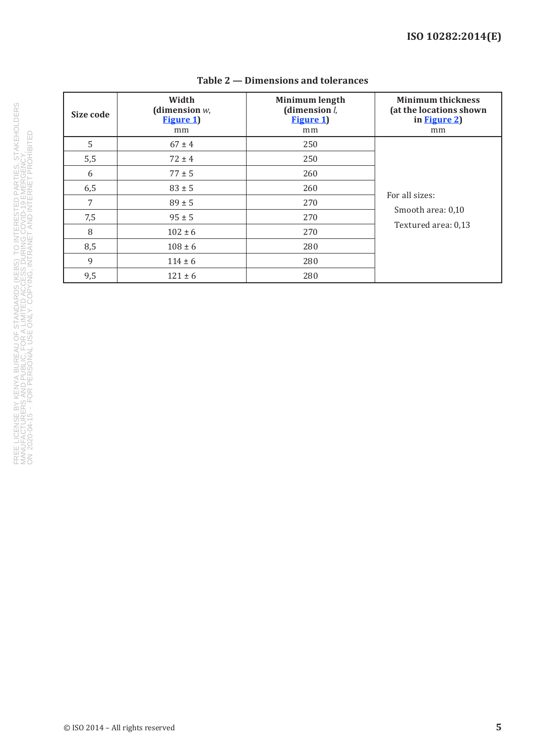**Table 2 — Dimensions and tolerances**

| Size code | Width (dimension *w*, Figure 1) mm | Minimum length (dimension *l*, Figure 1) mm | Minimum thickness (at the locations shown in Figure 2) mm |
|---|---|---|---|
| 5 | 67 ± 4 | 250 | For all sizes: Smooth area: 0,10 Textured area: 0,13 |
| 5,5 | 72 ± 4 | 250 | |
| 6 | 77 ± 5 | 260 | |
| 6,5 | 83 ± 5 | 260 | |
| 7 | 89 ± 5 | 270 | |
| 7,5 | 95 ± 5 | 270 | |
| 8 | 102 ± 6 | 270 | |
| 8,5 | 108 ± 6 | 280 | |
| 9 | 114 ± 6 | 280 | |
| 9,5 | 121 ± 6 | 280 | |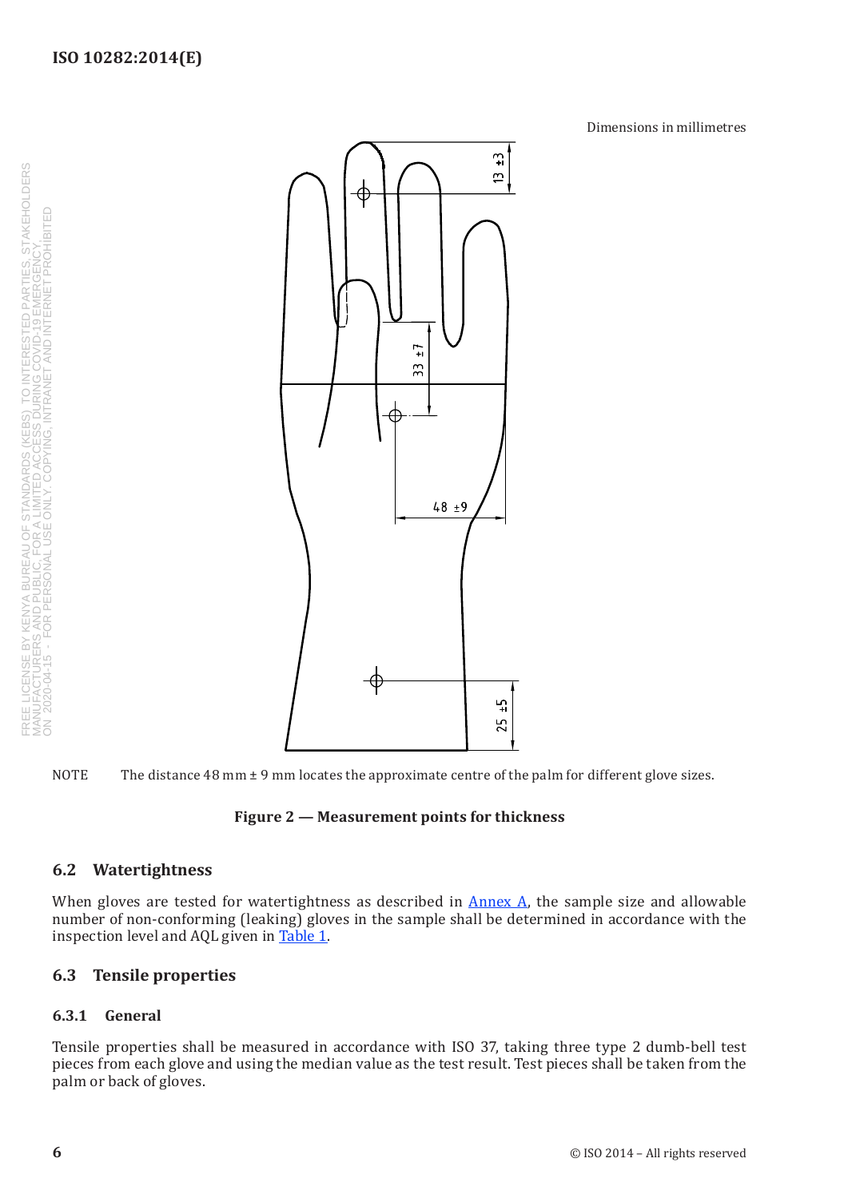Dimensions in millimetres

NOTE The distance 48 mm ± 9 mm locates the approximate centre of the palm for different glove sizes.

**Figure 2 — Measurement points for thickness**

### 6.2 Watertightness

When gloves are tested for watertightness as described in Annex A, the sample size and allowable number of non-conforming (leaking) gloves in the sample shall be determined in accordance with the inspection level and AQL given in Table 1.

### 6.3 Tensile properties

#### 6.3.1 General

Tensile properties shall be measured in accordance with ISO 37, taking three type 2 dumb-bell test pieces from each glove and using the median value as the test result. Test pieces shall be taken from the palm or back of gloves.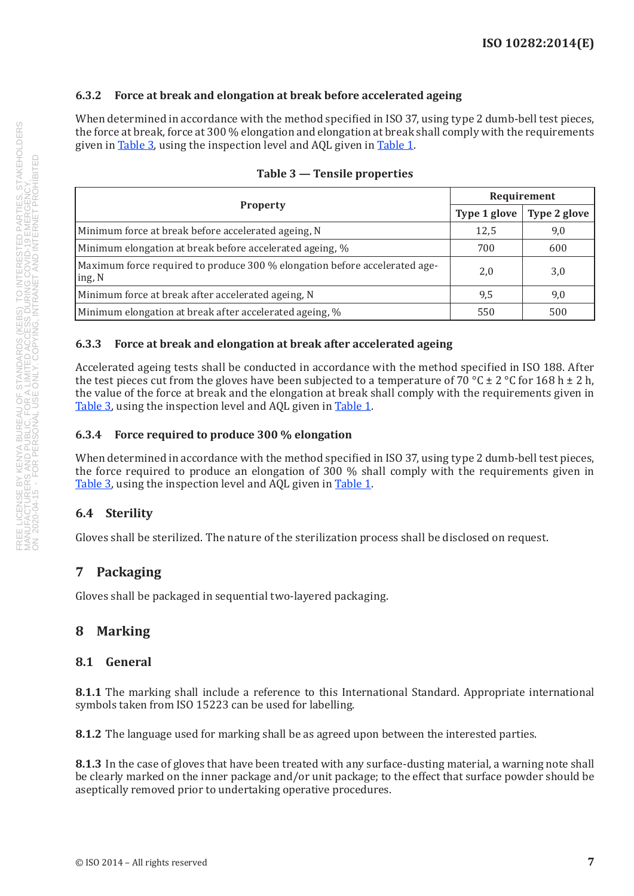### 6.3.2 Force at break and elongation at break before accelerated ageing

When determined in accordance with the method specified in ISO 37, using type 2 dumb-bell test pieces, the force at break, force at 300 % elongation and elongation at break shall comply with the requirements given in Table 3, using the inspection level and AQL given in Table 1.

**Table 3 — Tensile properties**

| Property | Requirement | |
|---|---|---|
| | Type 1 glove | Type 2 glove |
| Minimum force at break before accelerated ageing, N | 12,5 | 9,0 |
| Minimum elongation at break before accelerated ageing, % | 700 | 600 |
| Maximum force required to produce 300 % elongation before accelerated ageing, N | 2,0 | 3,0 |
| Minimum force at break after accelerated ageing, N | 9,5 | 9,0 |
| Minimum elongation at break after accelerated ageing, % | 550 | 500 |

### 6.3.3 Force at break and elongation at break after accelerated ageing

Accelerated ageing tests shall be conducted in accordance with the method specified in ISO 188. After the test pieces cut from the gloves have been subjected to a temperature of 70 °C ± 2 °C for 168 h ± 2 h, the value of the force at break and the elongation at break shall comply with the requirements given in Table 3, using the inspection level and AQL given in Table 1.

### 6.3.4 Force required to produce 300 % elongation

When determined in accordance with the method specified in ISO 37, using type 2 dumb-bell test pieces, the force required to produce an elongation of 300 % shall comply with the requirements given in Table 3, using the inspection level and AQL given in Table 1.

## 6.4 Sterility

Gloves shall be sterilized. The nature of the sterilization process shall be disclosed on request.

# 7 Packaging

Gloves shall be packaged in sequential two-layered packaging.

# 8 Marking

## 8.1 General

**8.1.1** The marking shall include a reference to this International Standard. Appropriate international symbols taken from ISO 15223 can be used for labelling.

**8.1.2** The language used for marking shall be as agreed upon between the interested parties.

**8.1.3** In the case of gloves that have been treated with any surface-dusting material, a warning note shall be clearly marked on the inner package and/or unit package; to the effect that surface powder should be aseptically removed prior to undertaking operative procedures.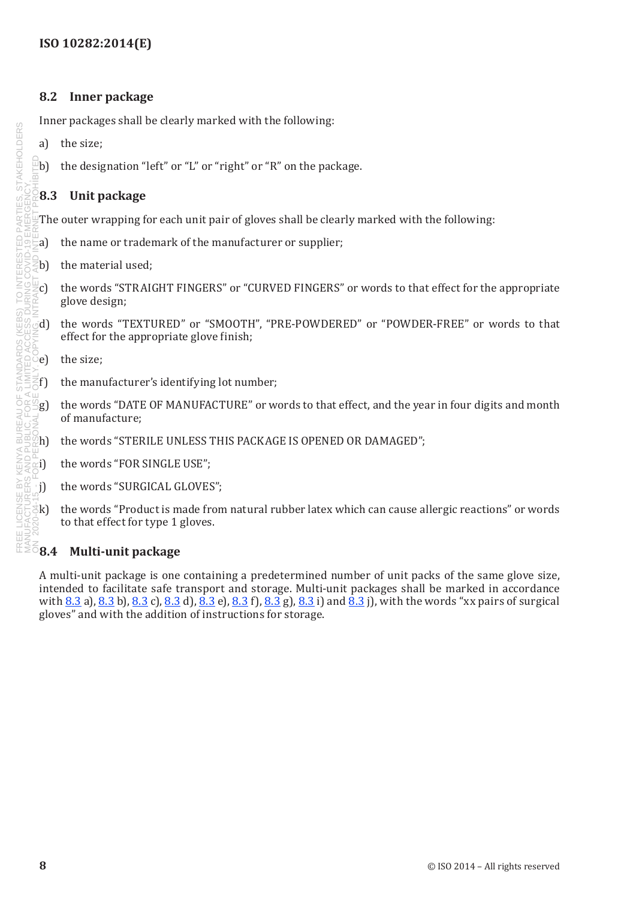## 8.2 Inner package

Inner packages shall be clearly marked with the following:

a) the size;

b) the designation “left” or “L” or “right” or “R” on the package.

## 8.3 Unit package

The outer wrapping for each unit pair of gloves shall be clearly marked with the following:

a) the name or trademark of the manufacturer or supplier;

b) the material used;

c) the words “STRAIGHT FINGERS” or “CURVED FINGERS” or words to that effect for the appropriate glove design;

d) the words “TEXTURED” or “SMOOTH”, “PRE-POWDERED” or “POWDER-FREE” or words to that effect for the appropriate glove finish;

e) the size;

f) the manufacturer’s identifying lot number;

g) the words “DATE OF MANUFACTURE” or words to that effect, and the year in four digits and month of manufacture;

h) the words “STERILE UNLESS THIS PACKAGE IS OPENED OR DAMAGED”;

i) the words “FOR SINGLE USE”;

j) the words “SURGICAL GLOVES”;

k) the words “Product is made from natural rubber latex which can cause allergic reactions” or words to that effect for type 1 gloves.

## 8.4 Multi-unit package

A multi-unit package is one containing a predetermined number of unit packs of the same glove size, intended to facilitate safe transport and storage. Multi-unit packages shall be marked in accordance with 8.3 a), 8.3 b), 8.3 c), 8.3 d), 8.3 e), 8.3 f), 8.3 g), 8.3 i) and 8.3 j), with the words “xx pairs of surgical gloves” and with the addition of instructions for storage.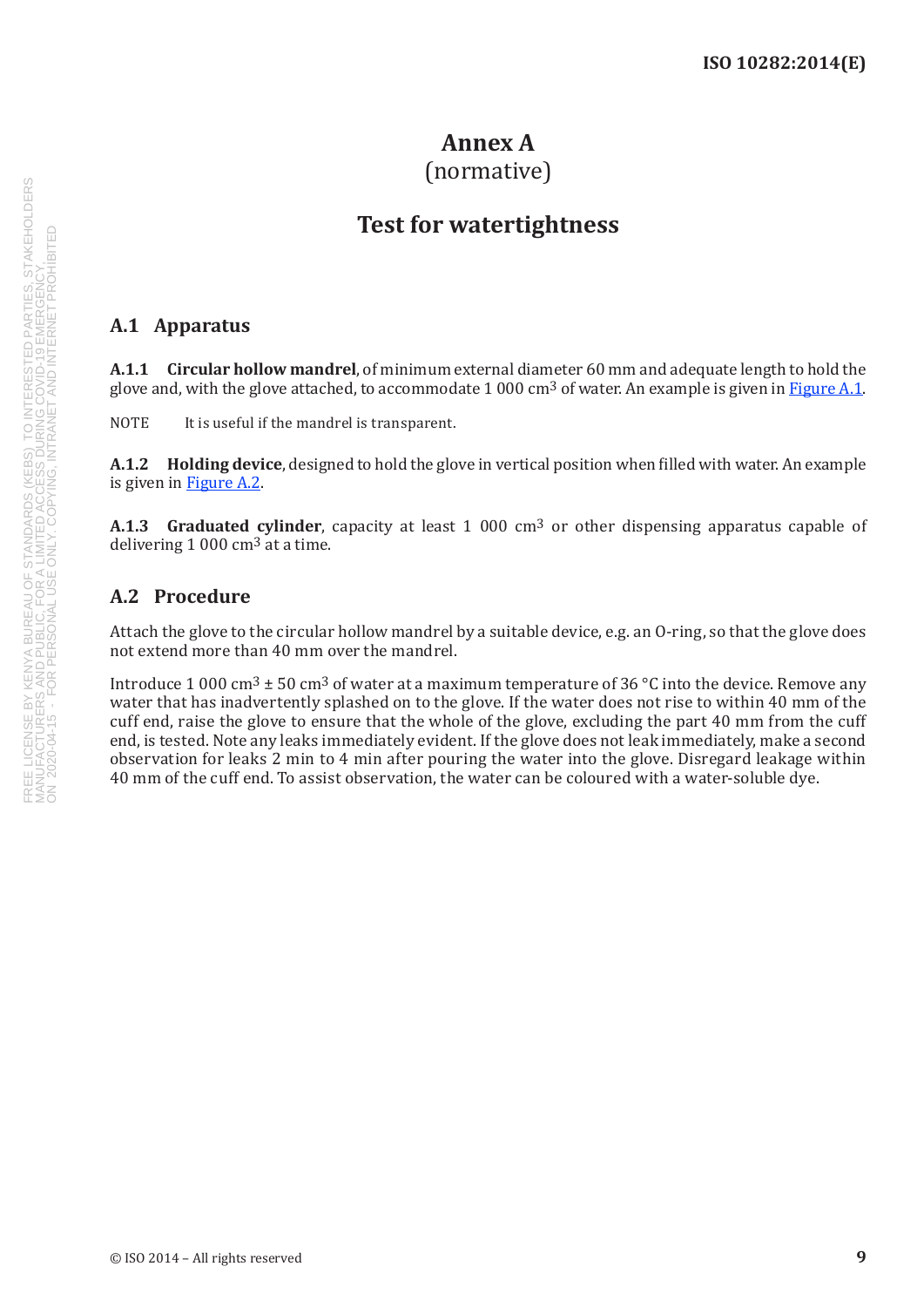# Annex A
(normative)

# Test for watertightness

## A.1 Apparatus

**A.1.1 Circular hollow mandrel**, of minimum external diameter 60 mm and adequate length to hold the glove and, with the glove attached, to accommodate 1 000 $cm^3$ of water. An example is given in Figure A.1.

NOTE It is useful if the mandrel is transparent.

**A.1.2 Holding device**, designed to hold the glove in vertical position when filled with water. An example is given in Figure A.2.

**A.1.3 Graduated cylinder**, capacity at least 1 000 $cm^3$ or other dispensing apparatus capable of delivering 1 000 $cm^3$ at a time.

## A.2 Procedure

Attach the glove to the circular hollow mandrel by a suitable device, e.g. an O-ring, so that the glove does not extend more than 40 mm over the mandrel.

Introduce 1 000 $cm^3$ ± 50 $cm^3$ of water at a maximum temperature of 36 °C into the device. Remove any water that has inadvertently splashed on to the glove. If the water does not rise to within 40 mm of the cuff end, raise the glove to ensure that the whole of the glove, excluding the part 40 mm from the cuff end, is tested. Note any leaks immediately evident. If the glove does not leak immediately, make a second observation for leaks 2 min to 4 min after pouring the water into the glove. Disregard leakage within 40 mm of the cuff end. To assist observation, the water can be coloured with a water-soluble dye.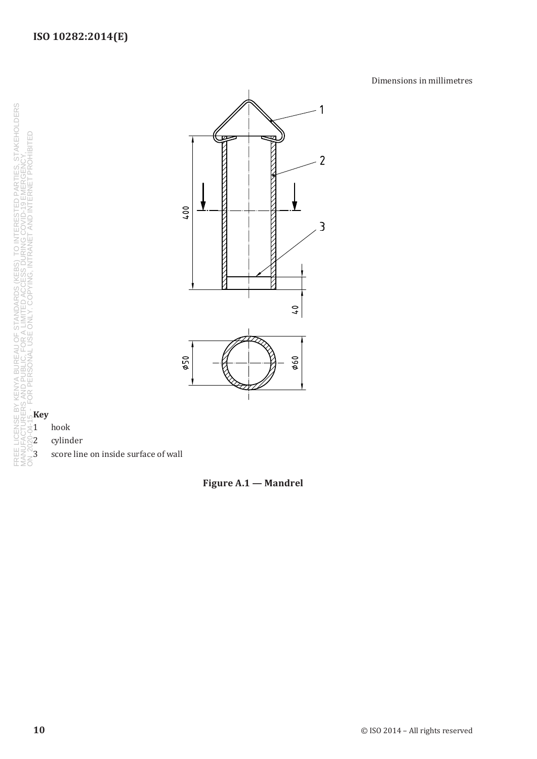Dimensions in millimetres

**Key**

1 hook

2 cylinder

3 score line on inside surface of wall

**Figure A.1 — Mandrel**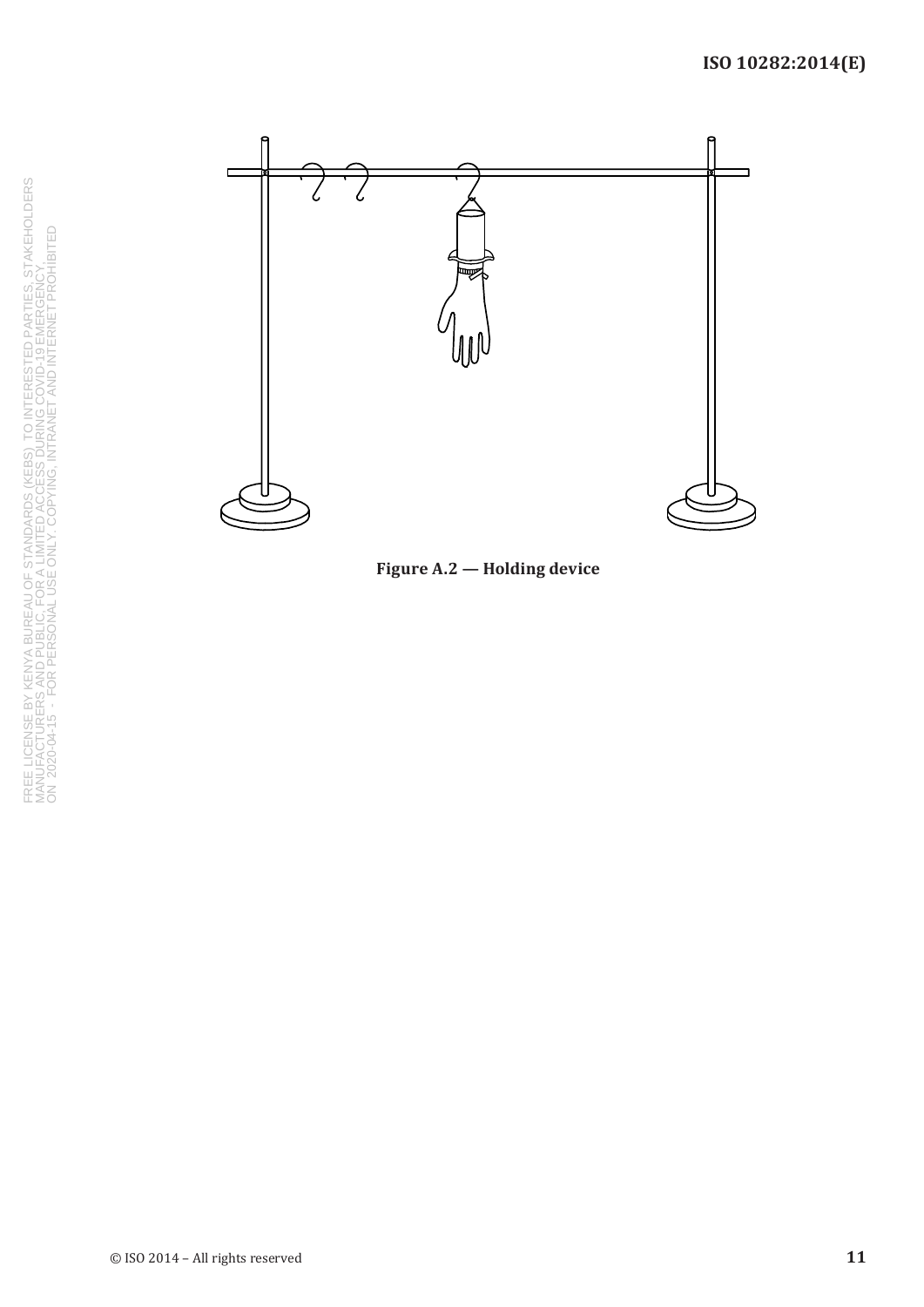Figure A.2 — Holding device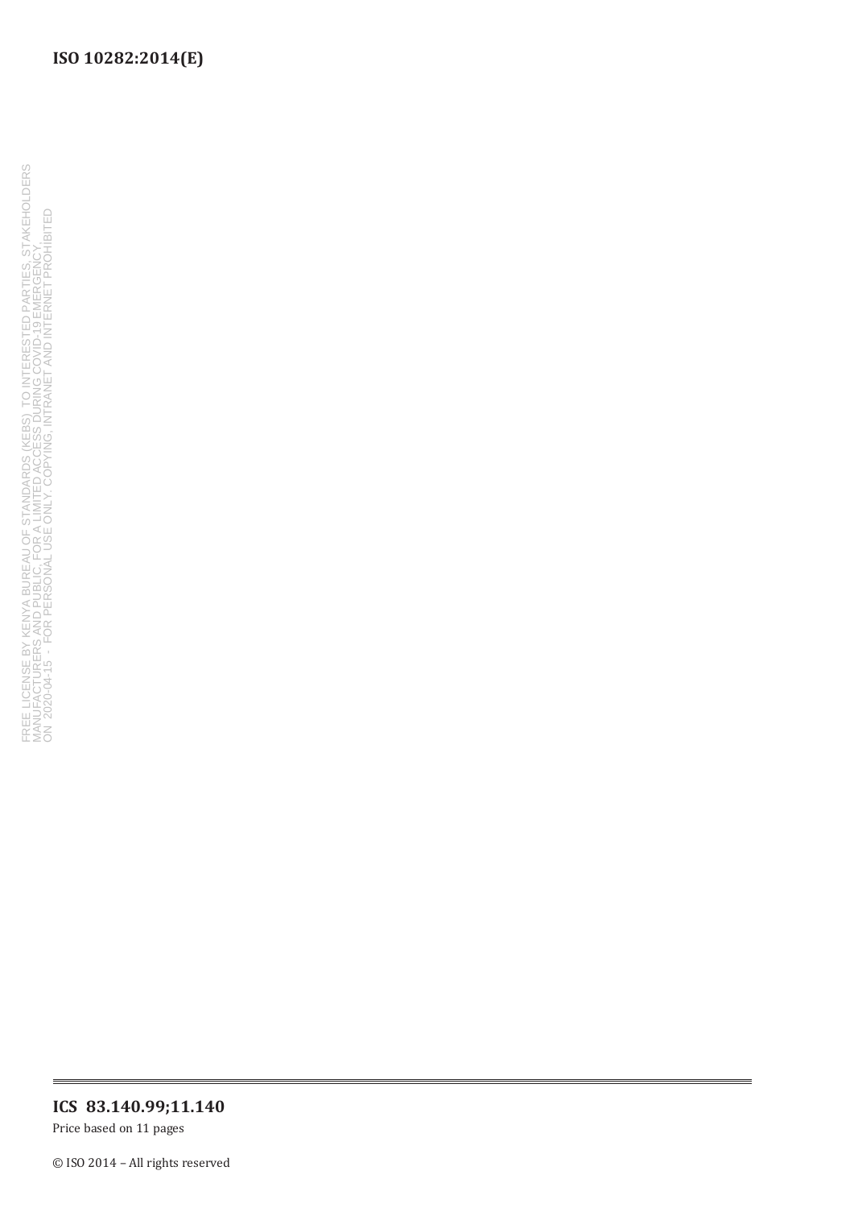ICS 83.140.99;11.140

Price based on 11 pages